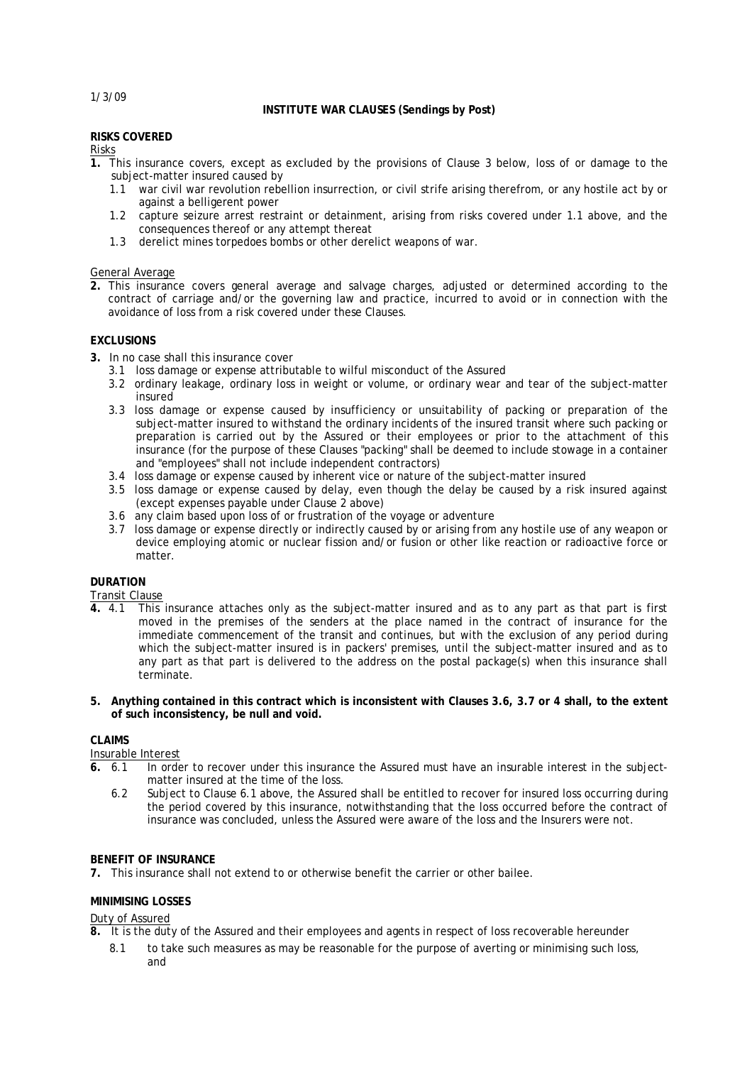1/3/09

# INSTITUTE WAR CLAUSES (Sendings by Post)

## RISKS COVERED

Risks

**1.** This insurance covers, except as excluded by the provisions of Clause 3 below, loss of or damage to the subject-matter insured caused by

1.1 war civil war revolution rebellion insurrection, or civil strife arising therefrom, or any hostile act by or against a belligerent power

1.2 capture seizure arrest restraint or detainment, arising from risks covered under 1.1 above, and the consequences thereof or any attempt thereat

1.3 derelict mines torpedoes bombs or other derelict weapons of war.

General Average

**2.** This insurance covers general average and salvage charges, adjusted or determined according to the contract of carriage and/or the governing law and practice, incurred to avoid or in connection with the avoidance of loss from a risk covered under these Clauses.

## EXCLUSIONS

**3.** In no case shall this insurance cover

3.1 loss damage or expense attributable to wilful misconduct of the Assured

3.2 ordinary leakage, ordinary loss in weight or volume, or ordinary wear and tear of the subject-matter insured

3.3 loss damage or expense caused by insufficiency or unsuitability of packing or preparation of the subject-matter insured to withstand the ordinary incidents of the insured transit where such packing or preparation is carried out by the Assured or their employees or prior to the attachment of this insurance (for the purpose of these Clauses "packing" shall be deemed to include stowage in a container and "employees" shall not include independent contractors)

3.4 loss damage or expense caused by inherent vice or nature of the subject-matter insured

3.5 loss damage or expense caused by delay, even though the delay be caused by a risk insured against (except expenses payable under Clause 2 above)

3.6 any claim based upon loss of or frustration of the voyage or adventure

3.7 loss damage or expense directly or indirectly caused by or arising from any hostile use of any weapon or device employing atomic or nuclear fission and/or fusion or other like reaction or radioactive force or matter.

## DURATION

Transit Clause

**4.** 4.1 This insurance attaches only as the subject-matter insured and as to any part as that part is first moved in the premises of the senders at the place named in the contract of insurance for the immediate commencement of the transit and continues, but with the exclusion of any period during which the subject-matter insured is in packers' premises, until the subject-matter insured and as to any part as that part is delivered to the address on the postal package(s) when this insurance shall terminate.

**5. Anything contained in this contract which is inconsistent with Clauses 3.6, 3.7 or 4 shall, to the extent of such inconsistency, be null and void.**

## CLAIMS

Insurable Interest

**6.** 6.1 In order to recover under this insurance the Assured must have an insurable interest in the subject-matter insured at the time of the loss.

6.2 Subject to Clause 6.1 above, the Assured shall be entitled to recover for insured loss occurring during the period covered by this insurance, notwithstanding that the loss occurred before the contract of insurance was concluded, unless the Assured were aware of the loss and the Insurers were not.

## BENEFIT OF INSURANCE

**7.** This insurance shall not extend to or otherwise benefit the carrier or other bailee.

## MINIMISING LOSSES

Duty of Assured

**8.** It is the duty of the Assured and their employees and agents in respect of loss recoverable hereunder

8.1 to take such measures as may be reasonable for the purpose of averting or minimising such loss, and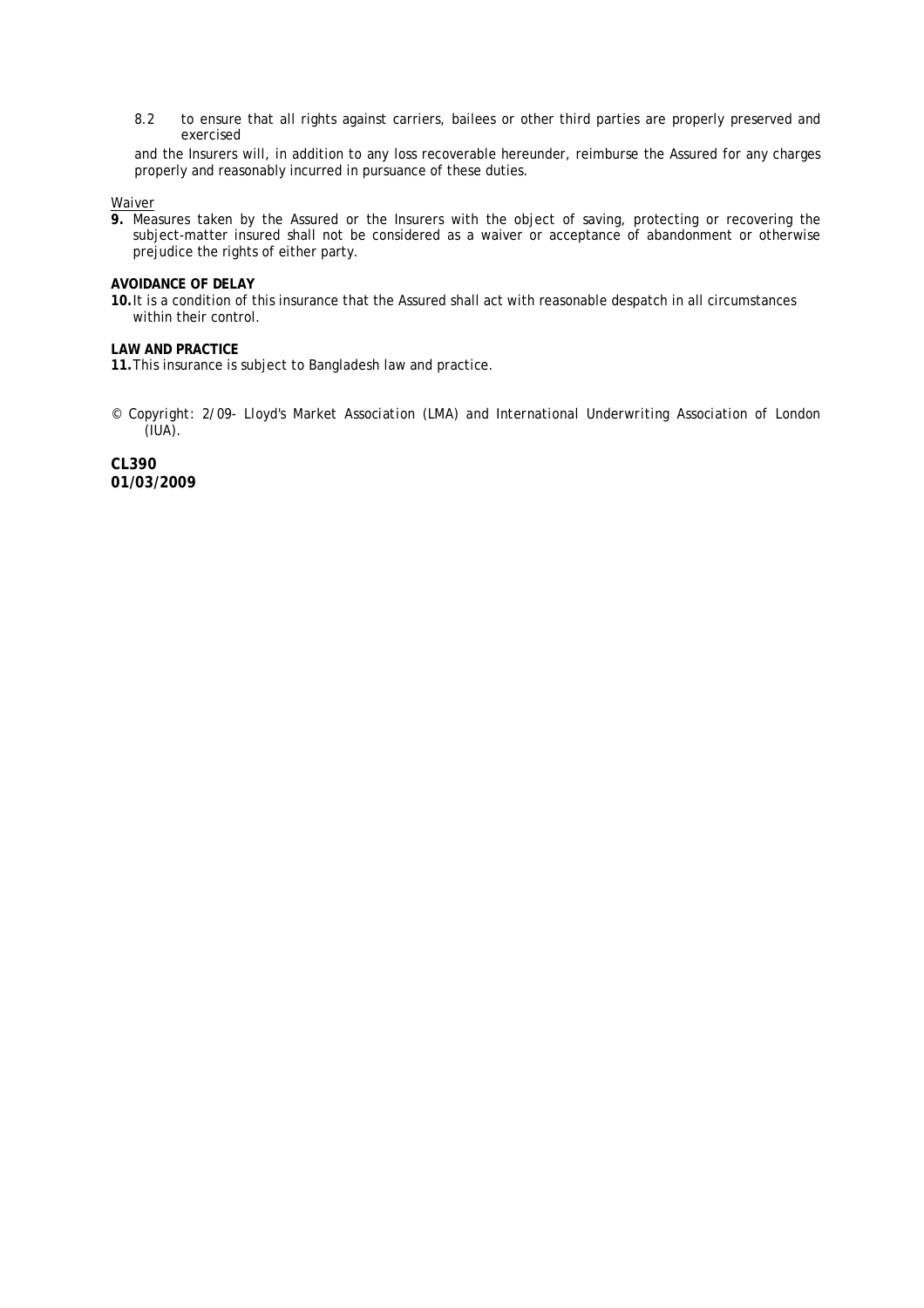8.2 to ensure that all rights against carriers, bailees or other third parties are properly preserved and exercised

and the Insurers will, in addition to any loss recoverable hereunder, reimburse the Assured for any charges properly and reasonably incurred in pursuance of these duties.

Waiver

**9.** Measures taken by the Assured or the Insurers with the object of saving, protecting or recovering the subject-matter insured shall not be considered as a waiver or acceptance of abandonment or otherwise prejudice the rights of either party.

**AVOIDANCE OF DELAY**

**10.** It is a condition of this insurance that the Assured shall act with reasonable despatch in all circumstances within their control.

**LAW AND PRACTICE**

**11.** This insurance is subject to Bangladesh law and practice.

© Copyright: 2/09- Lloyd's Market Association (LMA) and International Underwriting Association of London (IUA).

**CL390**
**01/03/2009**